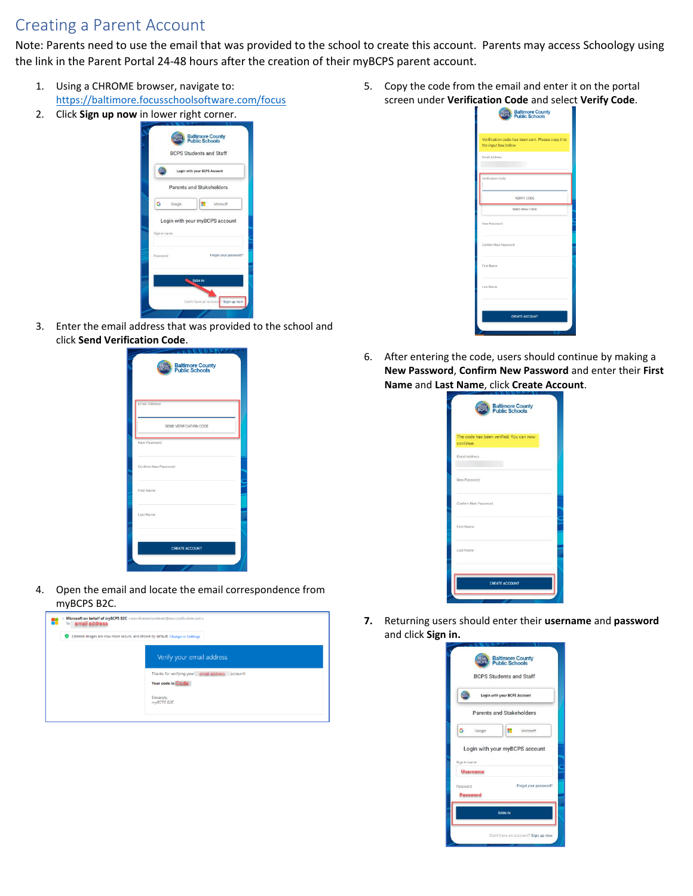# Creating a Parent Account

Note: Parents need to use the email that was provided to the school to create this account. Parents may access Schoology using the link in the Parent Portal 24-48 hours after the creation of their myBCPS parent account.

1. Using a CHROME browser, navigate to: https://baltimore.focusschoolsoftware.com/focus
2. Click **Sign up now** in lower right corner.
3. Enter the email address that was provided to the school and click **Send Verification Code**.
4. Open the email and locate the email correspondence from myBCPS B2C.
5. Copy the code from the email and enter it on the portal screen under **Verification Code** and select **Verify Code**.
6. After entering the code, users should continue by making a **New Password**, **Confirm New Password** and enter their **First Name** and **Last Name**, click **Create Account**.
7. Returning users should enter their **username** and **password** and click **Sign in.**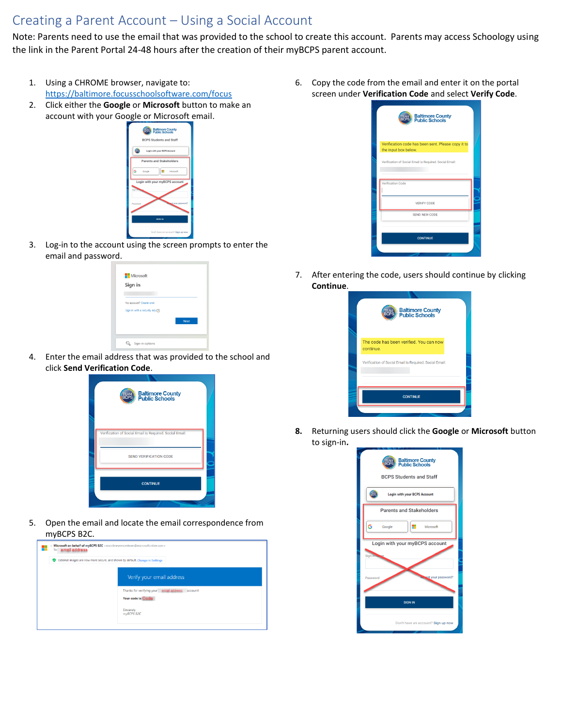# Creating a Parent Account – Using a Social Account

Note: Parents need to use the email that was provided to the school to create this account. Parents may access Schoology using the link in the Parent Portal 24-48 hours after the creation of their myBCPS parent account.

1. Using a CHROME browser, navigate to: https://baltimore.focusschoolsoftware.com/focus
2. Click either the **Google** or **Microsoft** button to make an account with your Google or Microsoft email.
3. Log-in to the account using the screen prompts to enter the email and password.
4. Enter the email address that was provided to the school and click **Send Verification Code**.
5. Open the email and locate the email correspondence from myBPCS B2C.
6. Copy the code from the email and enter it on the portal screen under **Verification Code** and select **Verify Code**.
7. After entering the code, users should continue by clicking **Continue**.
8. Returning users should click the **Google** or **Microsoft** button to sign-in.